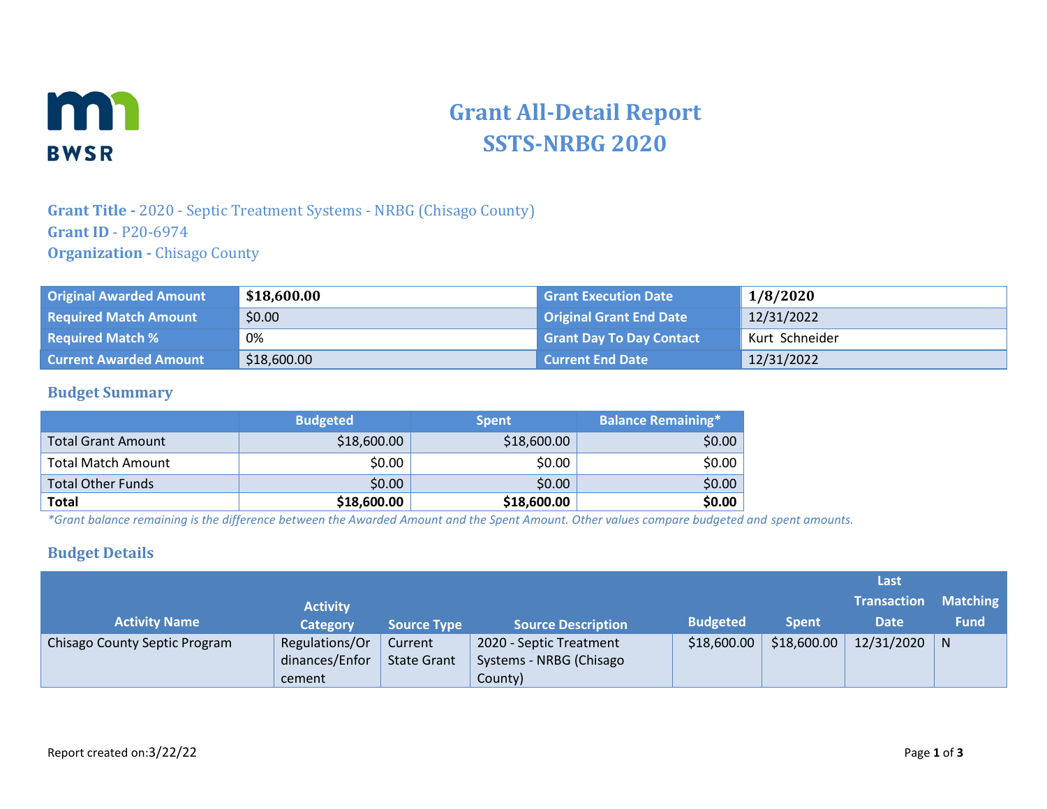# Grant All-Detail Report
# SSTS-NRBG 2020

**Grant Title -** 2020 - Septic Treatment Systems - NRBG (Chisago County)
**Grant ID** - P20-6974
**Organization -** Chisago County

| Original Awarded Amount | **$18,600.00** | Grant Execution Date | **1/8/2020** |
|---|---|---|---|
| Required Match Amount | $0.00 | Original Grant End Date | 12/31/2022 |
| Required Match % | 0% | Grant Day To Day Contact | Kurt Schneider |
| Current Awarded Amount | $18,600.00 | Current End Date | 12/31/2022 |

## Budget Summary

| | Budgeted | Spent | Balance Remaining* |
|---|---|---|---|
| Total Grant Amount | $18,600.00 | $18,600.00 | $0.00 |
| Total Match Amount | $0.00 | $0.00 | $0.00 |
| Total Other Funds | $0.00 | $0.00 | $0.00 |
| **Total** | **$18,600.00** | **$18,600.00** | **$0.00** |

*\*Grant balance remaining is the difference between the Awarded Amount and the Spent Amount. Other values compare budgeted and spent amounts.*

## Budget Details

| Activity Name | Activity Category | Source Type | Source Description | Budgeted | Spent | Last Transaction Date | Matching Fund |
|---|---|---|---|---|---|---|---|
| Chisago County Septic Program | Regulations/Ordinances/Enforcement | Current State Grant | 2020 - Septic Treatment Systems - NRBG (Chisago County) | $18,600.00 | $18,600.00 | 12/31/2020 | N |

Report created on:3/22/22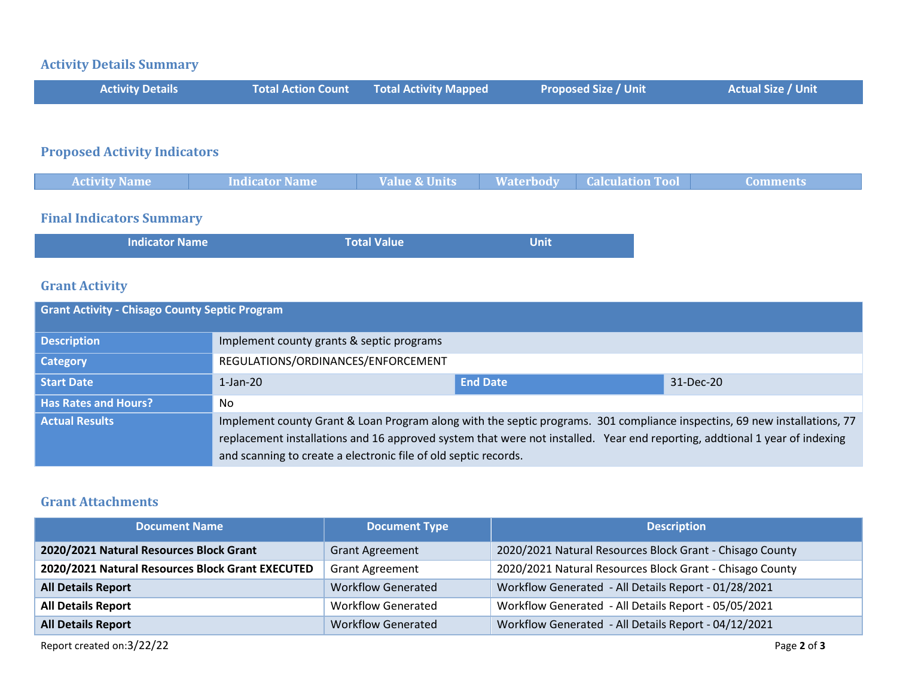## Activity Details Summary

| Activity Details | Total Action Count | Total Activity Mapped | Proposed Size / Unit | Actual Size / Unit |
|---|---|---|---|---|

## Proposed Activity Indicators

| Activity Name | Indicator Name | Value & Units | Waterbody | Calculation Tool | Comments |
|---|---|---|---|---|---|

## Final Indicators Summary

| Indicator Name | Total Value | Unit |
|---|---|---|

## Grant Activity

| Grant Activity - Chisago County Septic Program | | | |
|---|---|---|---|
| **Description** | Implement county grants & septic programs | | |
| **Category** | REGULATIONS/ORDINANCES/ENFORCEMENT | | |
| **Start Date** | 1-Jan-20 | **End Date** | 31-Dec-20 |
| **Has Rates and Hours?** | No | | |
| **Actual Results** | Implement county Grant & Loan Program along with the septic programs. 301 compliance inspectins, 69 new installations, 77 replacement installations and 16 approved system that were not installed. Year end reporting, addtional 1 year of indexing and scanning to create a electronic file of old septic records. | | |

## Grant Attachments

| Document Name | Document Type | Description |
|---|---|---|
| **2020/2021 Natural Resources Block Grant** | Grant Agreement | 2020/2021 Natural Resources Block Grant - Chisago County |
| **2020/2021 Natural Resources Block Grant EXECUTED** | Grant Agreement | 2020/2021 Natural Resources Block Grant - Chisago County |
| **All Details Report** | Workflow Generated | Workflow Generated - All Details Report - 01/28/2021 |
| **All Details Report** | Workflow Generated | Workflow Generated - All Details Report - 05/05/2021 |
| **All Details Report** | Workflow Generated | Workflow Generated - All Details Report - 04/12/2021 |

Report created on:3/22/22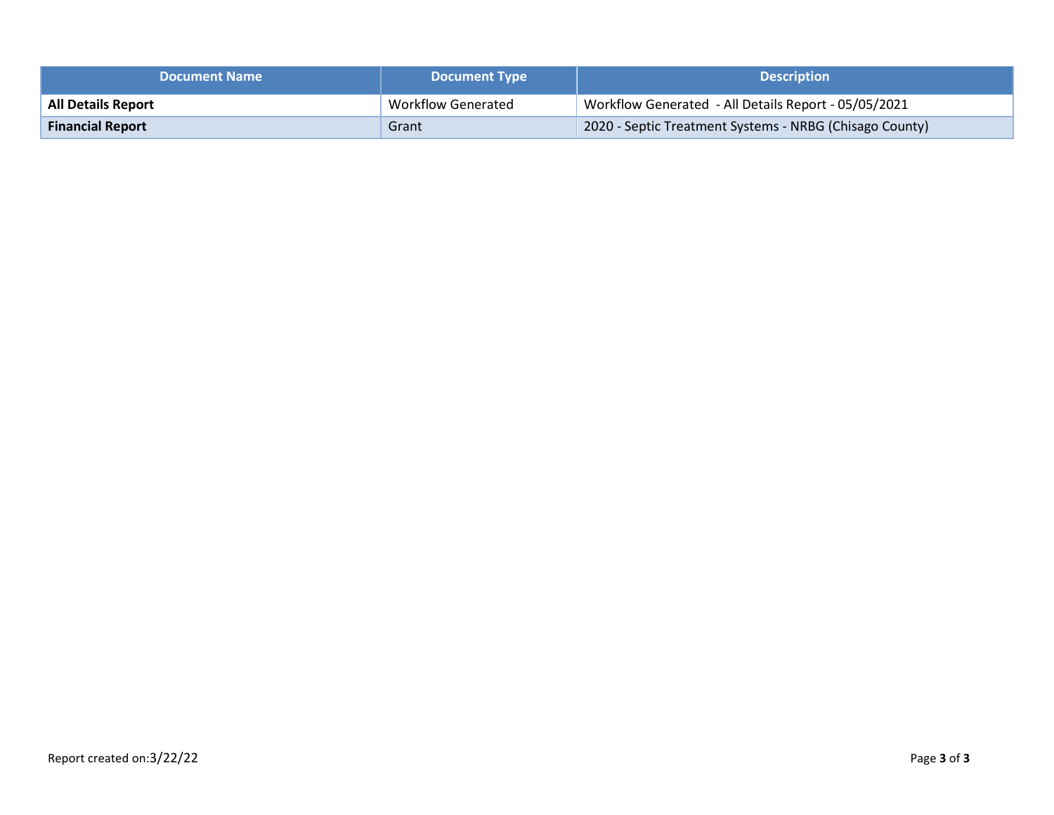| Document Name | Document Type | Description |
| --- | --- | --- |
| **All Details Report** | Workflow Generated | Workflow Generated - All Details Report - 05/05/2021 |
| **Financial Report** | Grant | 2020 - Septic Treatment Systems - NRBG (Chisago County) |

Report created on:3/22/22